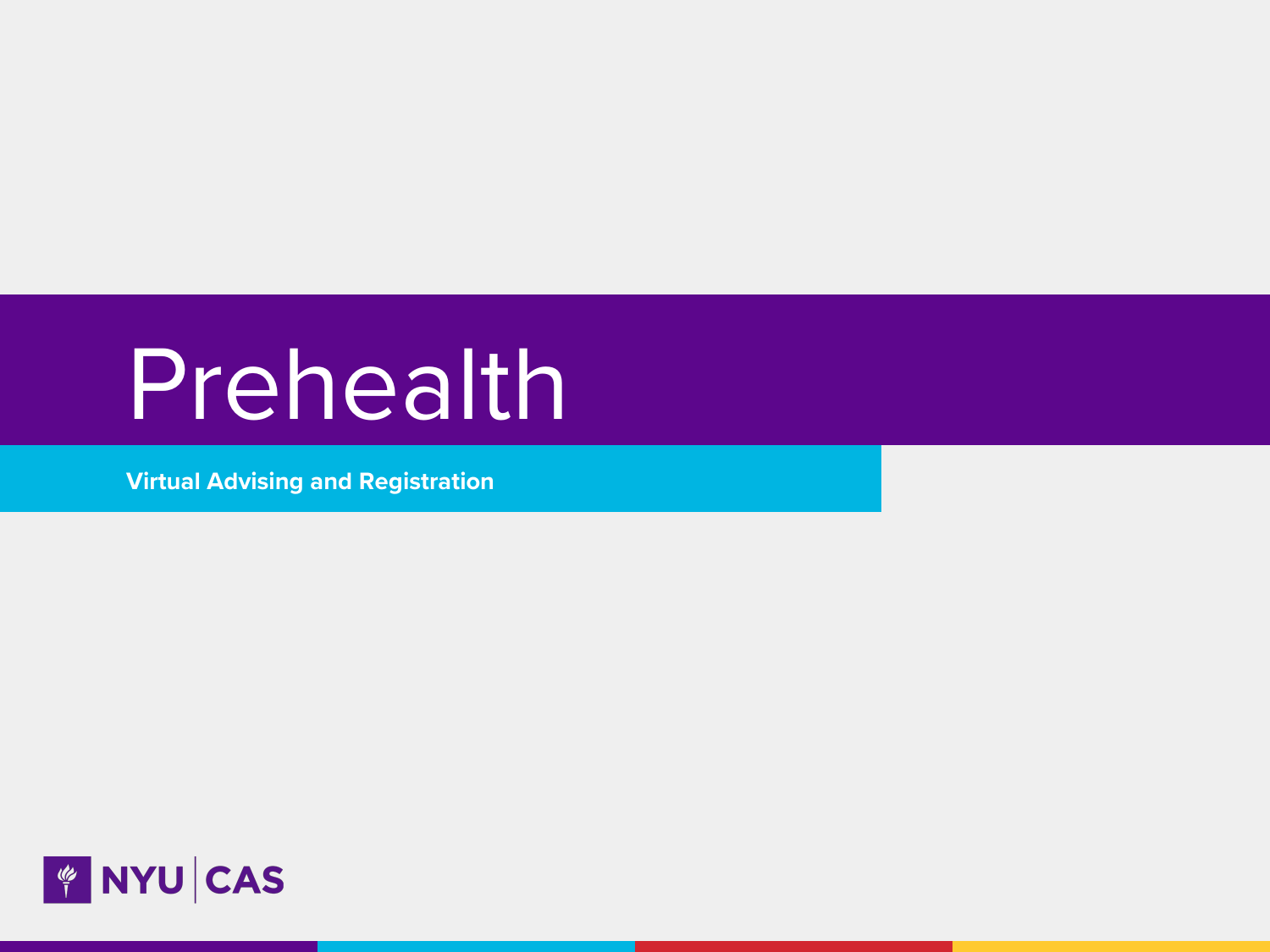# Prehealth

**Virtual Advising and Registration**

NYU | CAS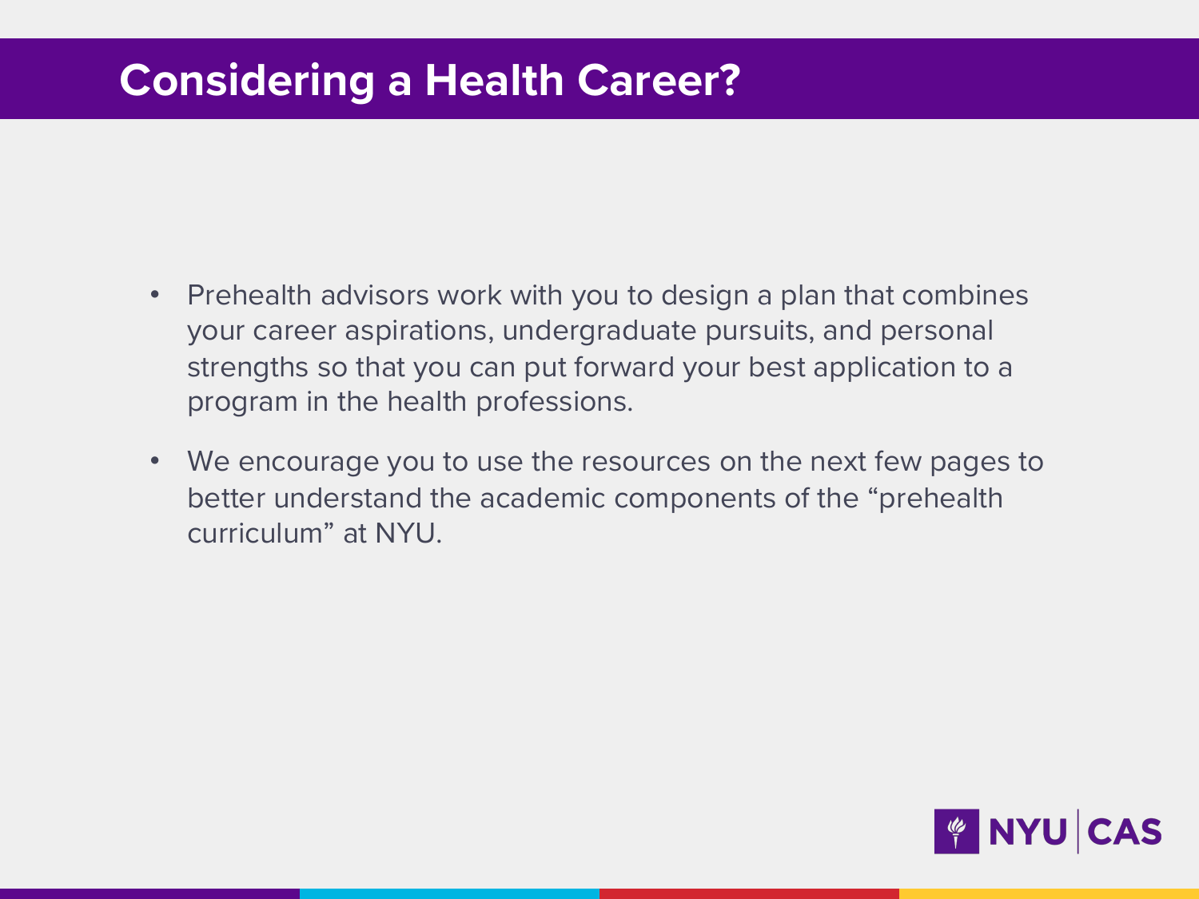# Considering a Health Career?

- Prehealth advisors work with you to design a plan that combines your career aspirations, undergraduate pursuits, and personal strengths so that you can put forward your best application to a program in the health professions.
- We encourage you to use the resources on the next few pages to better understand the academic components of the "prehealth curriculum" at NYU.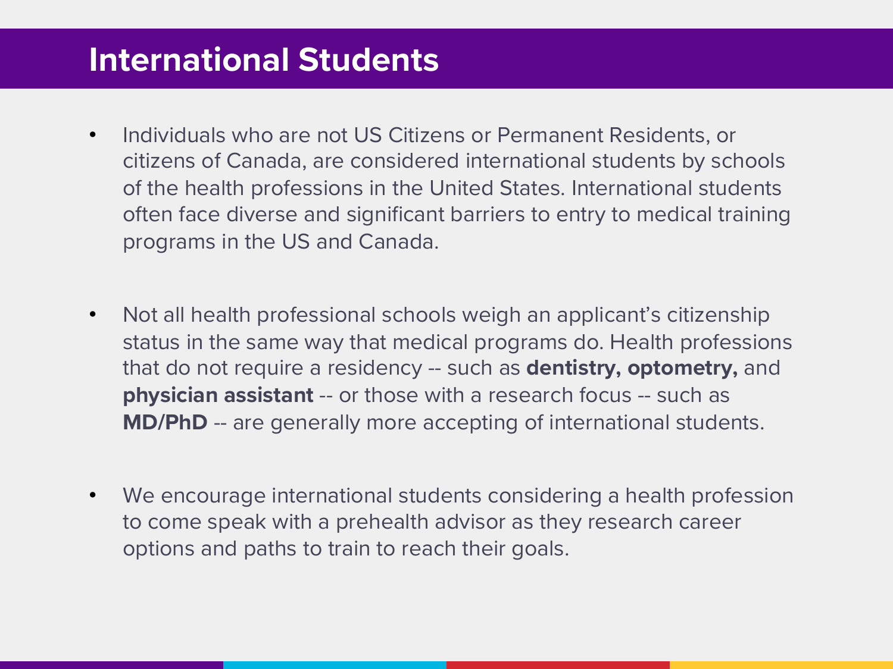# International Students

- Individuals who are not US Citizens or Permanent Residents, or citizens of Canada, are considered international students by schools of the health professions in the United States. International students often face diverse and significant barriers to entry to medical training programs in the US and Canada.

- Not all health professional schools weigh an applicant's citizenship status in the same way that medical programs do. Health professions that do not require a residency -- such as **dentistry, optometry,** and **physician assistant** -- or those with a research focus -- such as **MD/PhD** -- are generally more accepting of international students.

- We encourage international students considering a health profession to come speak with a prehealth advisor as they research career options and paths to train to reach their goals.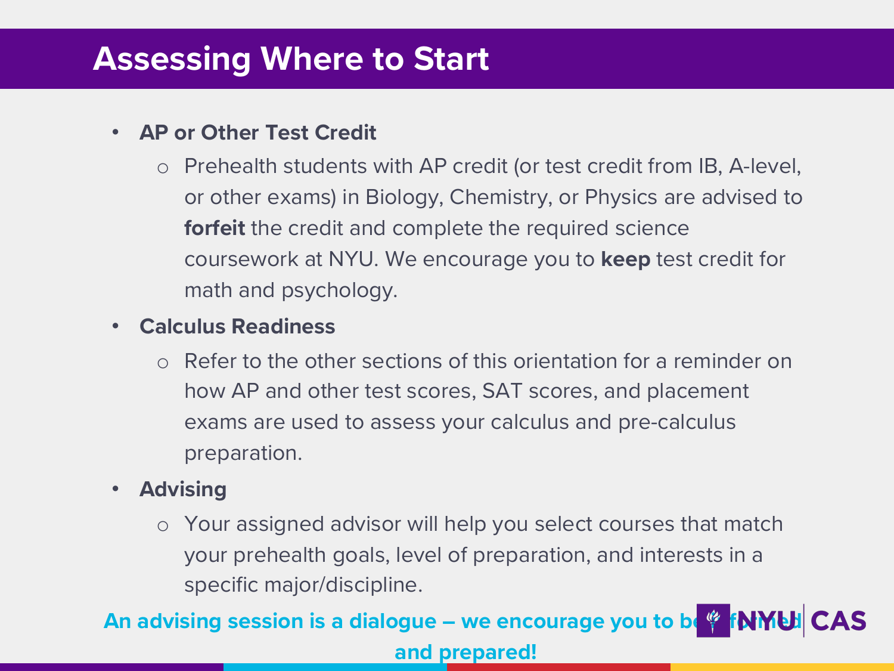# Assessing Where to Start

- **AP or Other Test Credit**
  - Prehealth students with AP credit (or test credit from IB, A-level, or other exams) in Biology, Chemistry, or Physics are advised to **forfeit** the credit and complete the required science coursework at NYU. We encourage you to **keep** test credit for math and psychology.
- **Calculus Readiness**
  - Refer to the other sections of this orientation for a reminder on how AP and other test scores, SAT scores, and placement exams are used to assess your calculus and pre-calculus preparation.
- **Advising**
  - Your assigned advisor will help you select courses that match your prehealth goals, level of preparation, and interests in a specific major/discipline.

**An advising session is a dialogue – we encourage you to be informed and prepared!**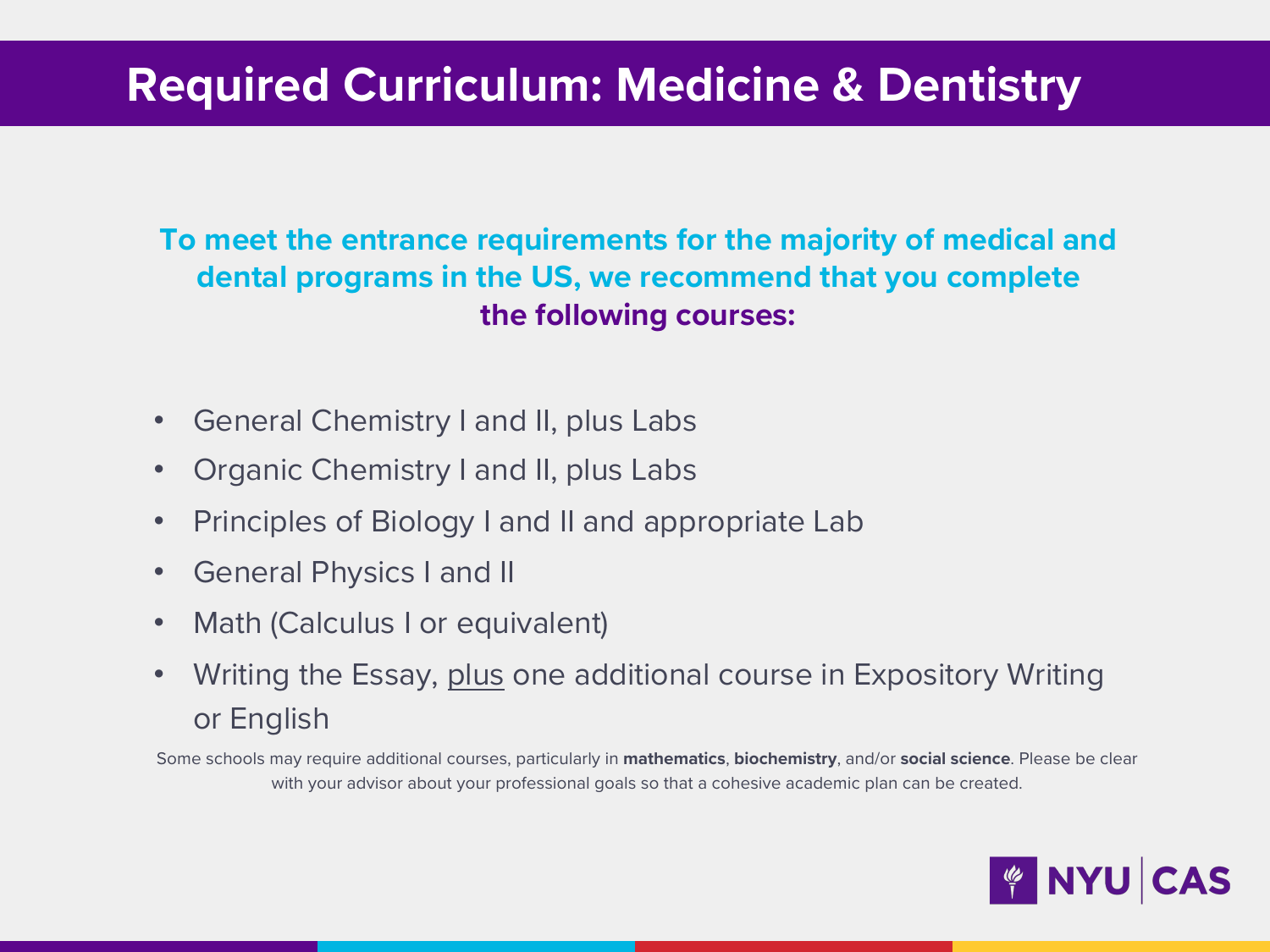# Required Curriculum: Medicine & Dentistry

**To meet the entrance requirements for the majority of medical and dental programs in the US, we recommend that you complete the following courses:**

- General Chemistry I and II, plus Labs
- Organic Chemistry I and II, plus Labs
- Principles of Biology I and II and appropriate Lab
- General Physics I and II
- Math (Calculus I or equivalent)
- Writing the Essay, plus one additional course in Expository Writing or English

Some schools may require additional courses, particularly in **mathematics**, **biochemistry**, and/or **social science**. Please be clear with your advisor about your professional goals so that a cohesive academic plan can be created.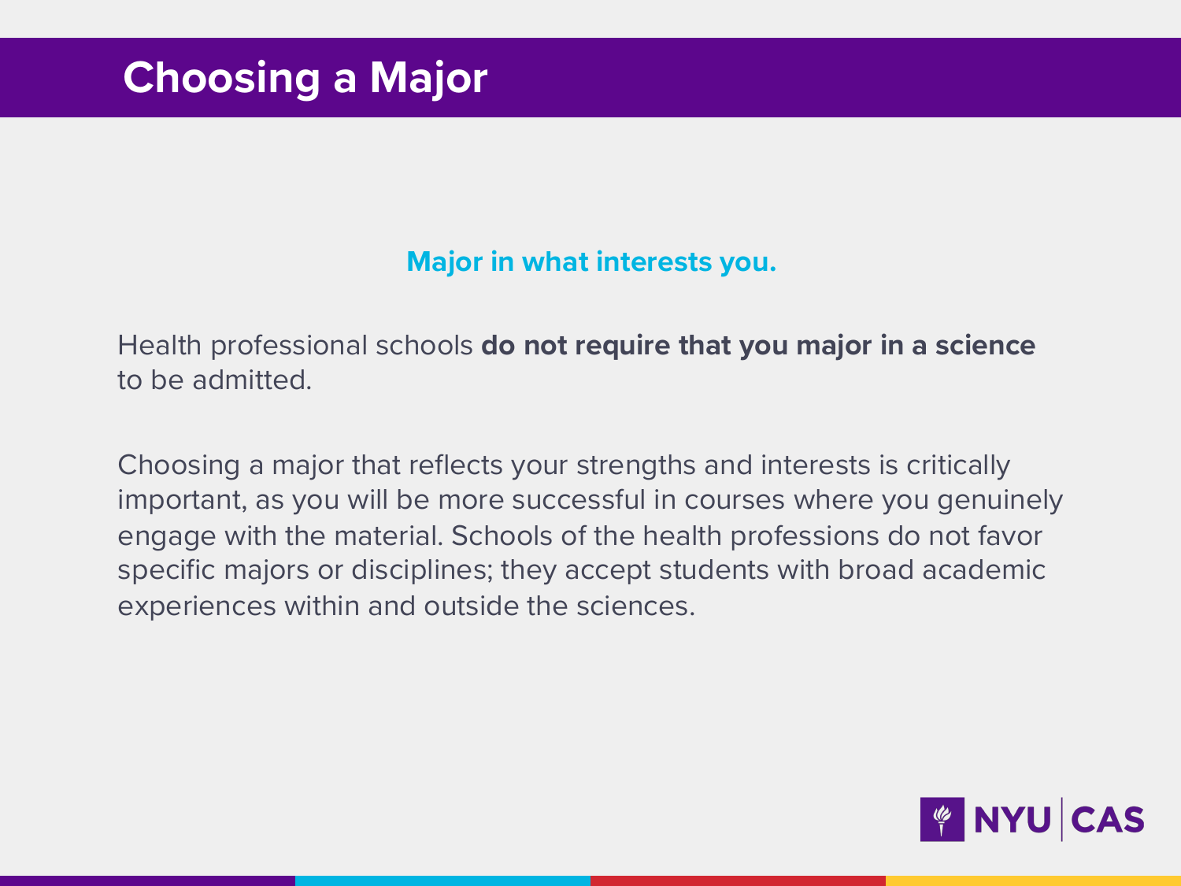# Choosing a Major

**Major in what interests you.**

Health professional schools **do not require that you major in a science** to be admitted.

Choosing a major that reflects your strengths and interests is critically important, as you will be more successful in courses where you genuinely engage with the material. Schools of the health professions do not favor specific majors or disciplines; they accept students with broad academic experiences within and outside the sciences.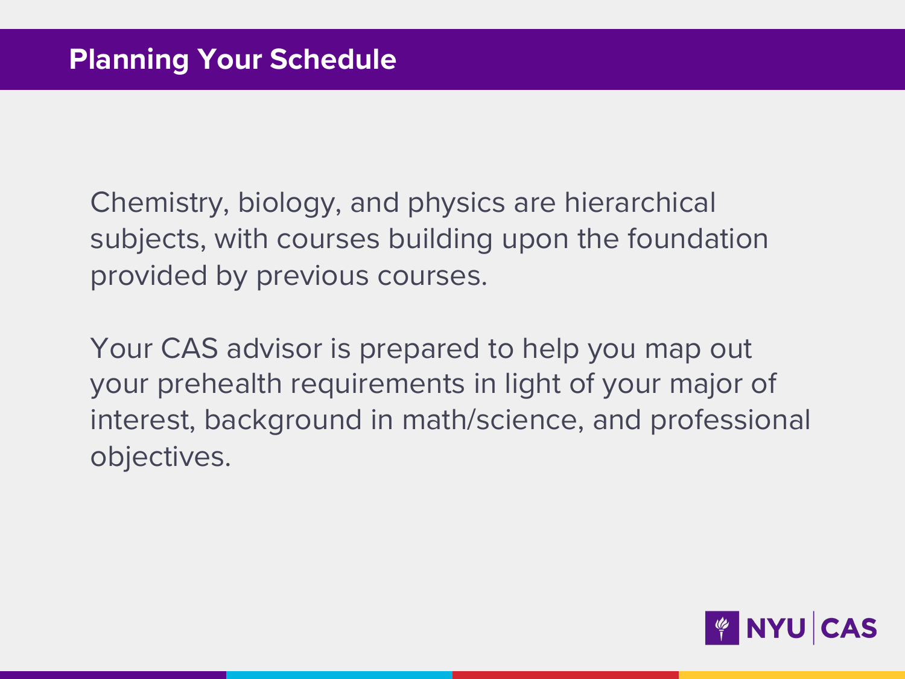## Planning Your Schedule

Chemistry, biology, and physics are hierarchical subjects, with courses building upon the foundation provided by previous courses.

Your CAS advisor is prepared to help you map out your prehealth requirements in light of your major of interest, background in math/science, and professional objectives.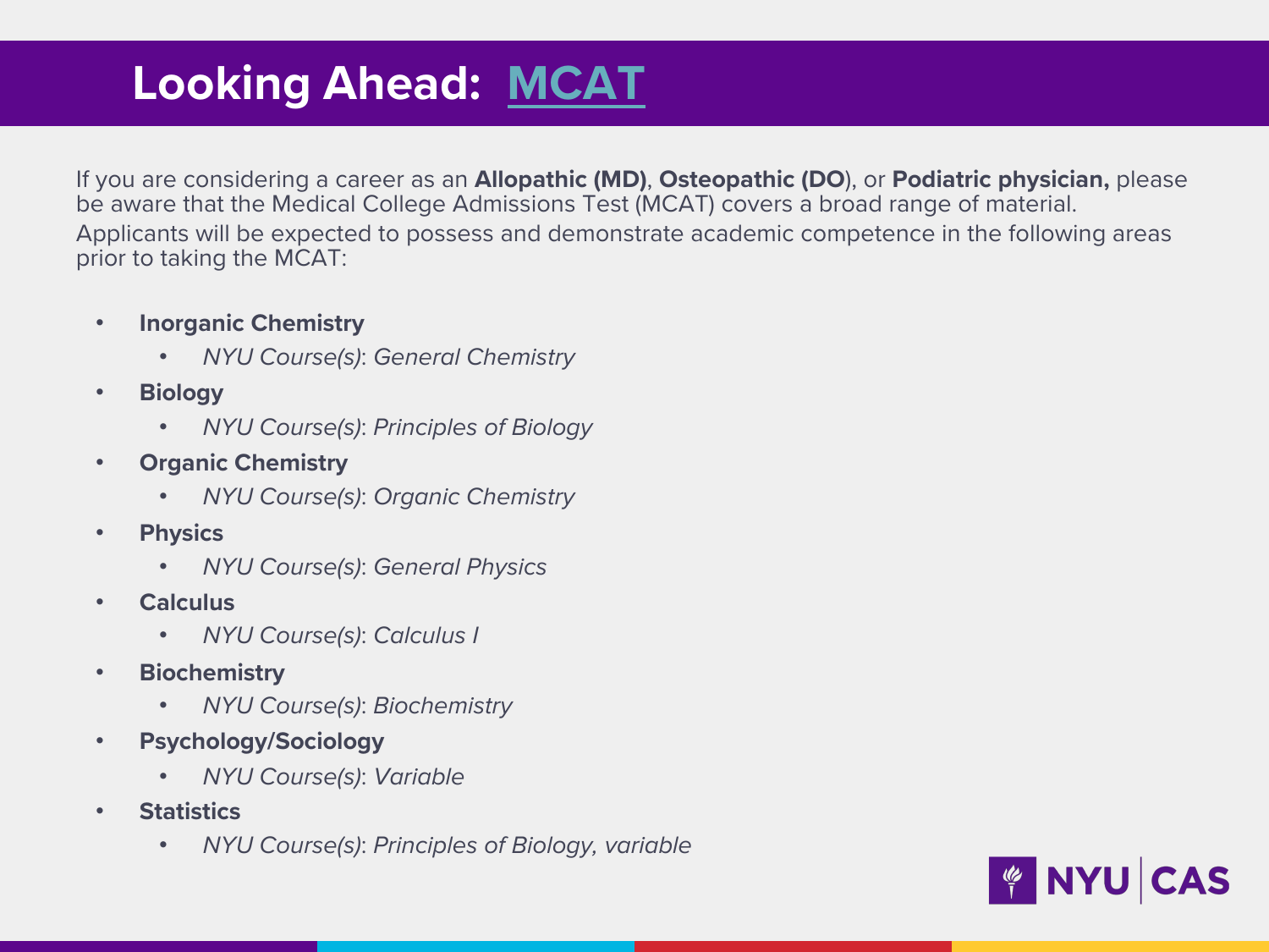# Looking Ahead: MCAT

If you are considering a career as an **Allopathic (MD)**, **Osteopathic (DO**), or **Podiatric physician,** please be aware that the Medical College Admissions Test (MCAT) covers a broad range of material. Applicants will be expected to possess and demonstrate academic competence in the following areas prior to taking the MCAT:

- **Inorganic Chemistry**
  - *NYU Course(s)*: *General Chemistry*
- **Biology**
  - *NYU Course(s)*: *Principles of Biology*
- **Organic Chemistry**
  - *NYU Course(s)*: *Organic Chemistry*
- **Physics**
  - *NYU Course(s)*: *General Physics*
- **Calculus**
  - *NYU Course(s)*: *Calculus I*
- **Biochemistry**
  - *NYU Course(s)*: *Biochemistry*
- **Psychology/Sociology**
  - *NYU Course(s)*: *Variable*
- **Statistics**
  - *NYU Course(s)*: *Principles of Biology, variable*

NYU | CAS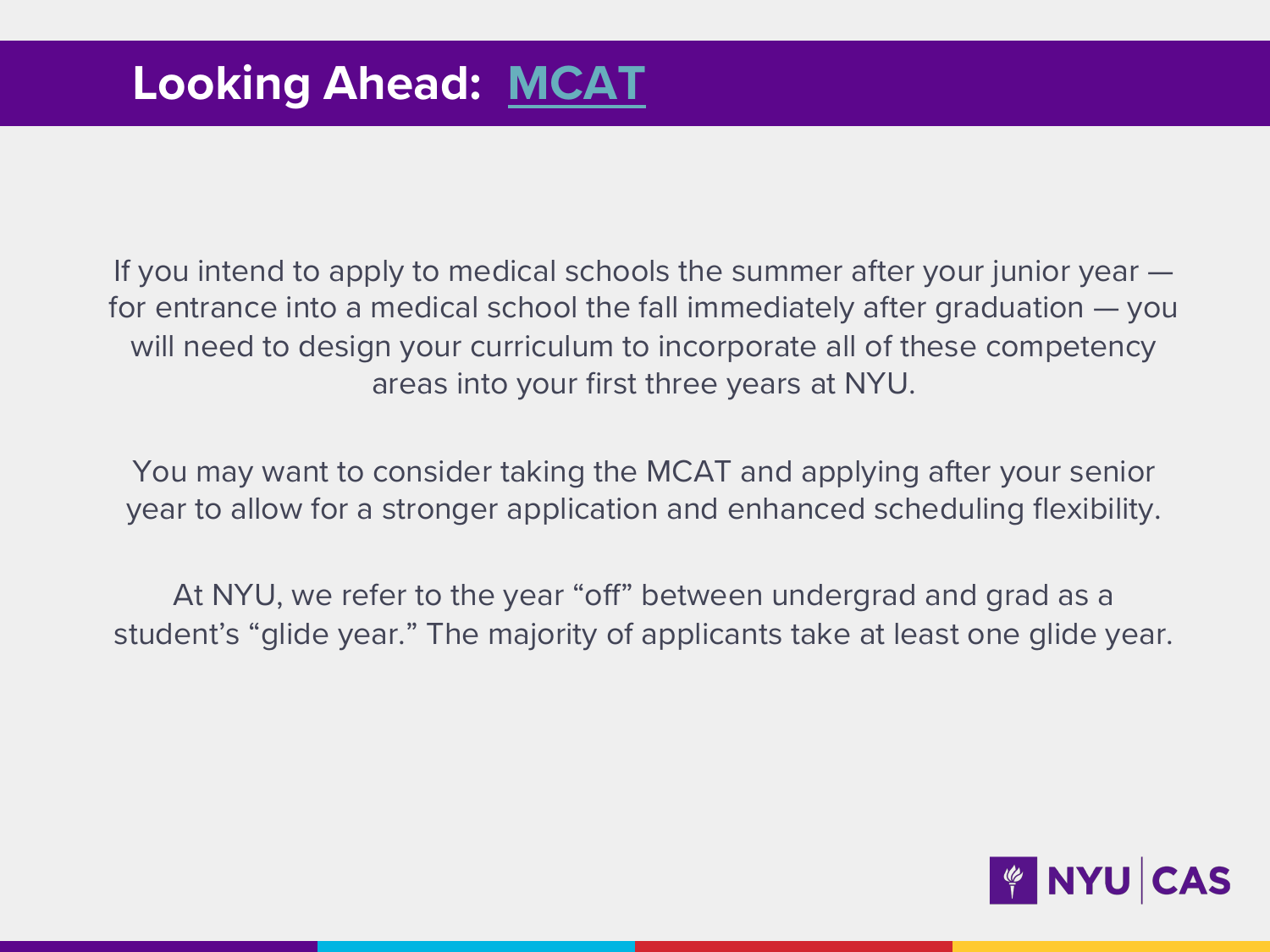# Looking Ahead: MCAT

If you intend to apply to medical schools the summer after your junior year — for entrance into a medical school the fall immediately after graduation — you will need to design your curriculum to incorporate all of these competency areas into your first three years at NYU.

You may want to consider taking the MCAT and applying after your senior year to allow for a stronger application and enhanced scheduling flexibility.

At NYU, we refer to the year “off” between undergrad and grad as a student’s “glide year.” The majority of applicants take at least one glide year.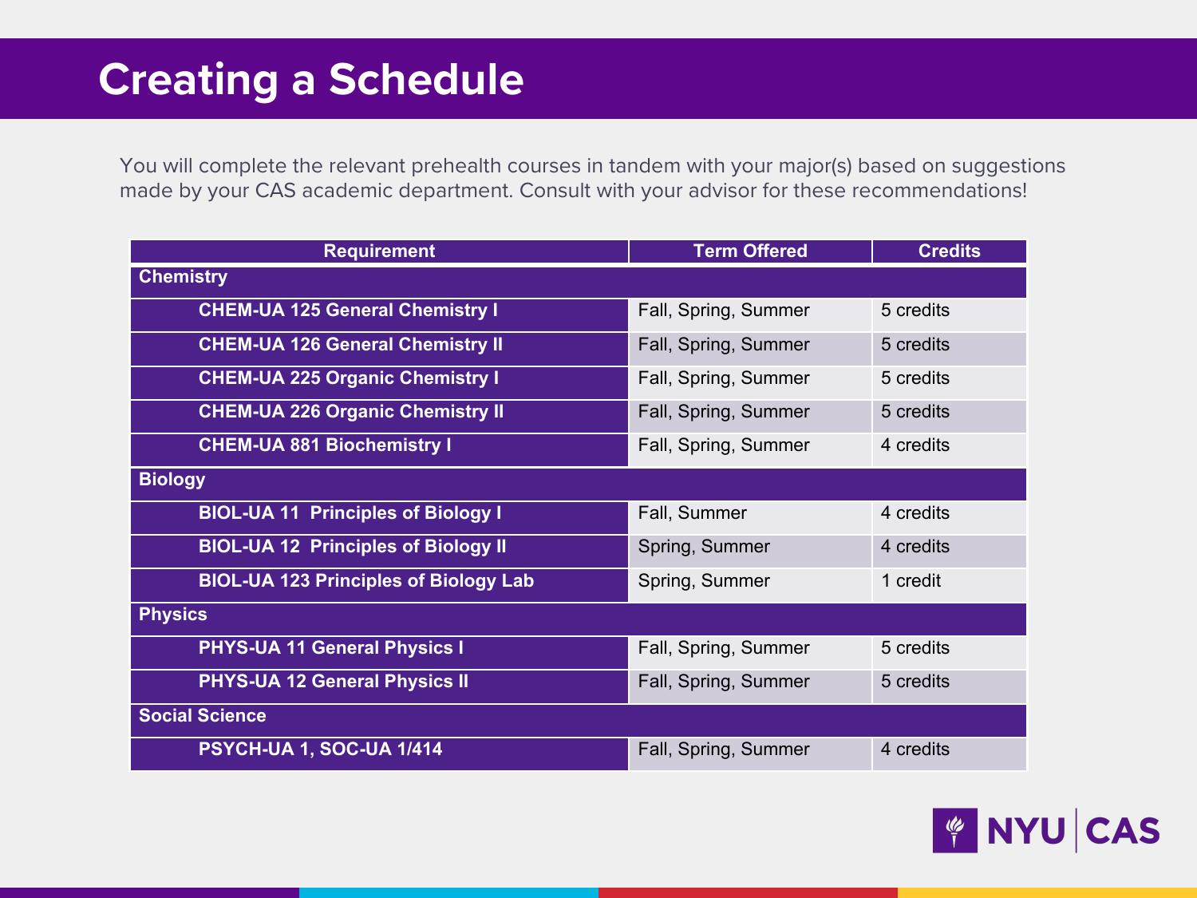# Creating a Schedule

You will complete the relevant prehealth courses in tandem with your major(s) based on suggestions made by your CAS academic department. Consult with your advisor for these recommendations!

| Requirement | Term Offered | Credits |
| --- | --- | --- |
| **Chemistry** | | |
| **CHEM-UA 125 General Chemistry I** | Fall, Spring, Summer | 5 credits |
| **CHEM-UA 126 General Chemistry II** | Fall, Spring, Summer | 5 credits |
| **CHEM-UA 225 Organic Chemistry I** | Fall, Spring, Summer | 5 credits |
| **CHEM-UA 226 Organic Chemistry II** | Fall, Spring, Summer | 5 credits |
| **CHEM-UA 881 Biochemistry I** | Fall, Spring, Summer | 4 credits |
| **Biology** | | |
| **BIOL-UA 11 Principles of Biology I** | Fall, Summer | 4 credits |
| **BIOL-UA 12 Principles of Biology II** | Spring, Summer | 4 credits |
| **BIOL-UA 123 Principles of Biology Lab** | Spring, Summer | 1 credit |
| **Physics** | | |
| **PHYS-UA 11 General Physics I** | Fall, Spring, Summer | 5 credits |
| **PHYS-UA 12 General Physics II** | Fall, Spring, Summer | 5 credits |
| **Social Science** | | |
| **PSYCH-UA 1, SOC-UA 1/414** | Fall, Spring, Summer | 4 credits |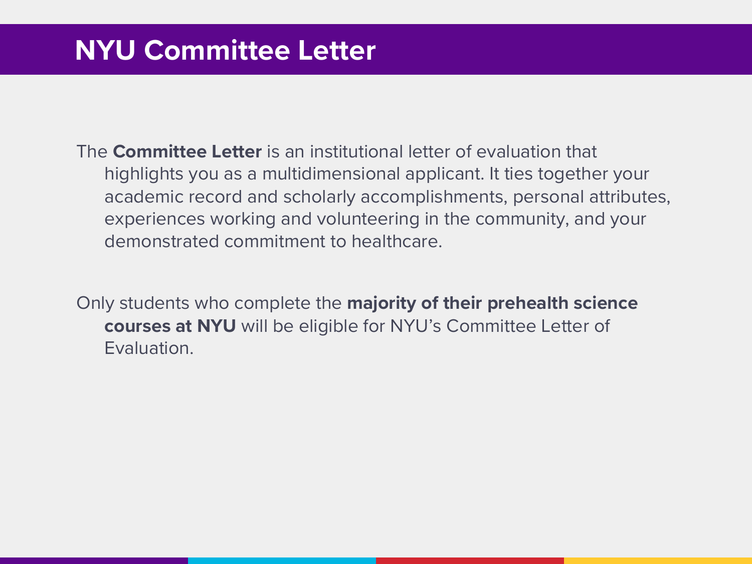# NYU Committee Letter

The **Committee Letter** is an institutional letter of evaluation that highlights you as a multidimensional applicant. It ties together your academic record and scholarly accomplishments, personal attributes, experiences working and volunteering in the community, and your demonstrated commitment to healthcare.

Only students who complete the **majority of their prehealth science courses at NYU** will be eligible for NYU's Committee Letter of Evaluation.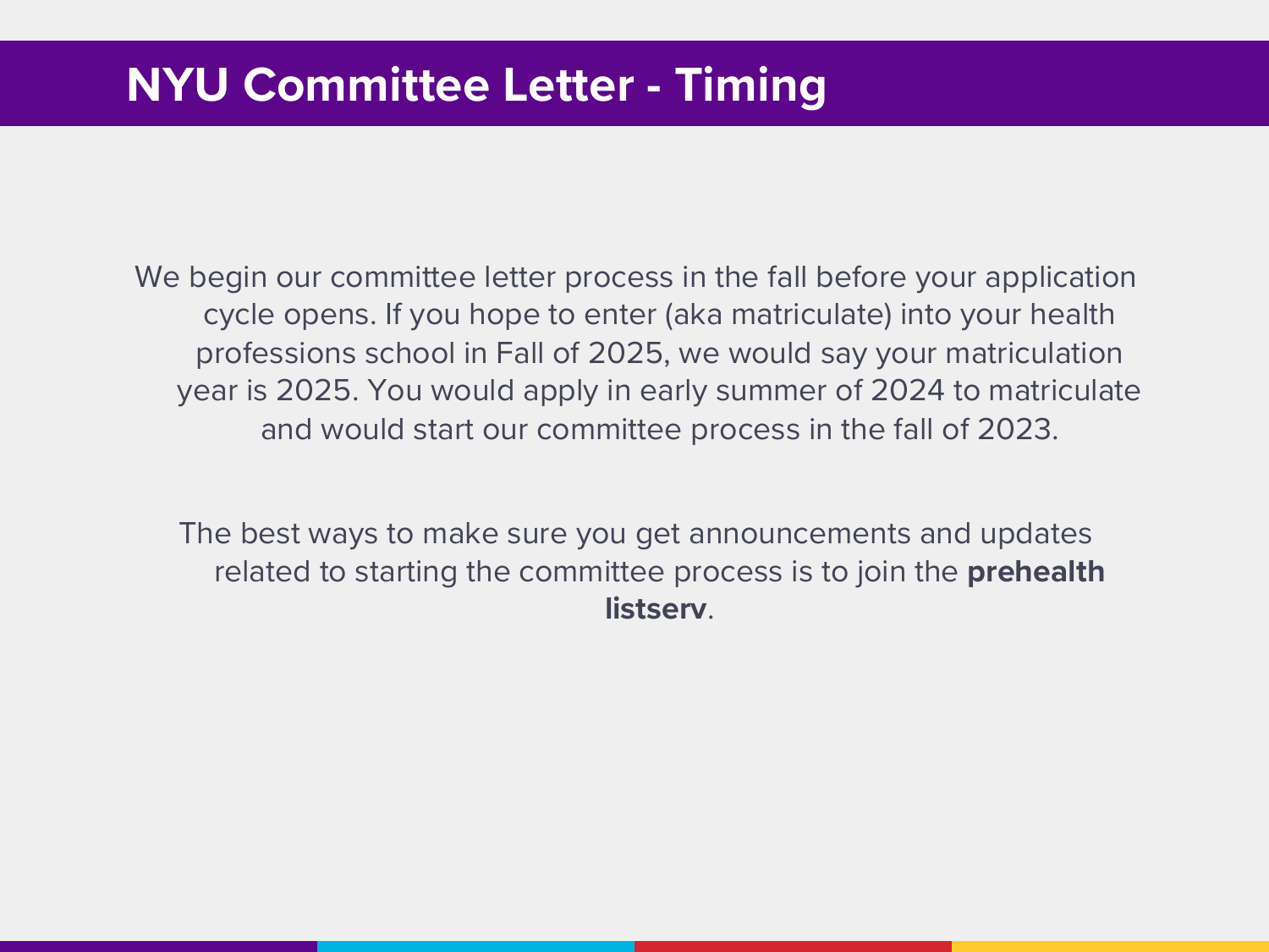# NYU Committee Letter - Timing

We begin our committee letter process in the fall before your application cycle opens. If you hope to enter (aka matriculate) into your health professions school in Fall of 2025, we would say your matriculation year is 2025. You would apply in early summer of 2024 to matriculate and would start our committee process in the fall of 2023.

The best ways to make sure you get announcements and updates related to starting the committee process is to join the **prehealth listserv**.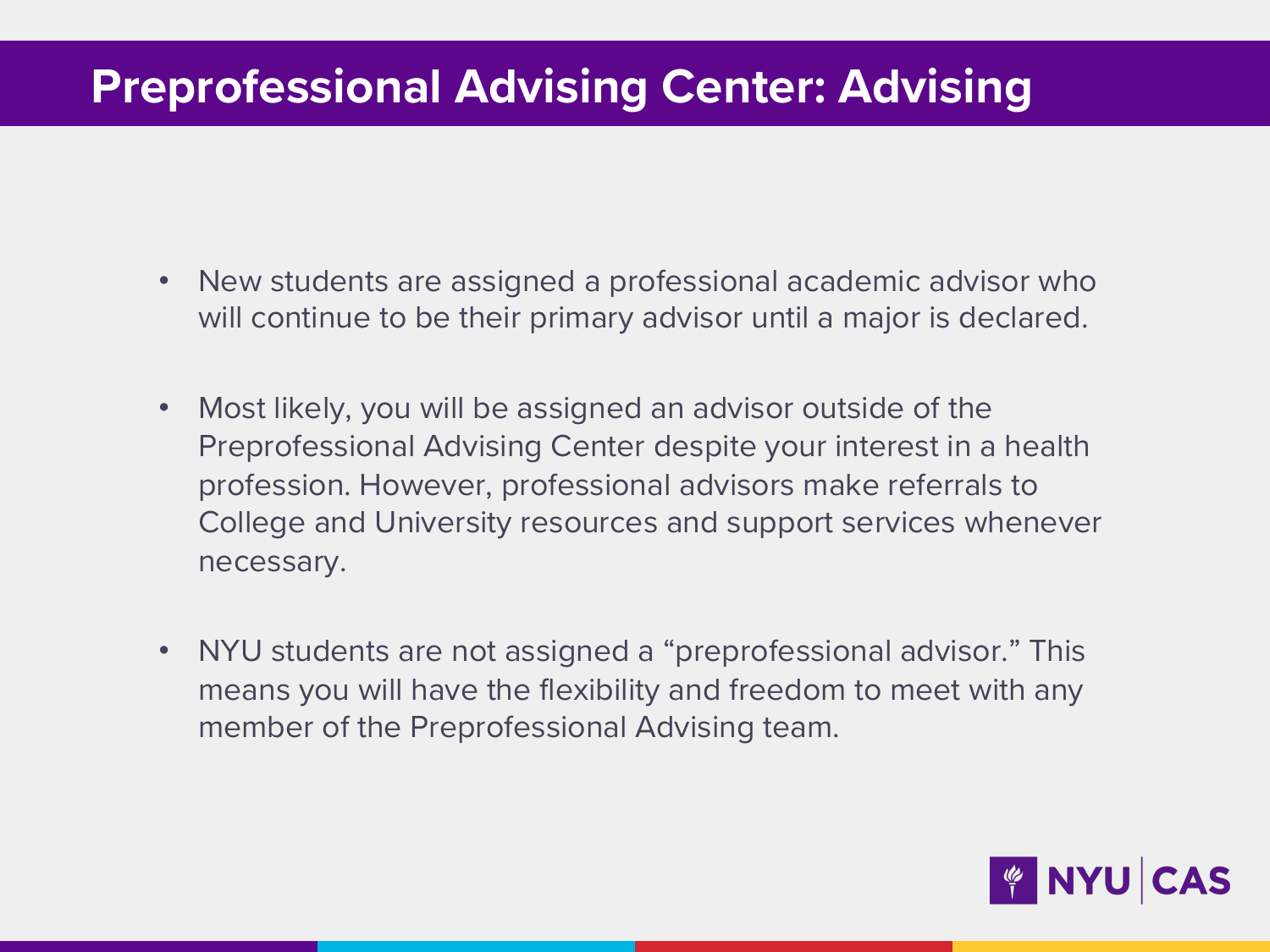# Preprofessional Advising Center: Advising

- New students are assigned a professional academic advisor who will continue to be their primary advisor until a major is declared.
- Most likely, you will be assigned an advisor outside of the Preprofessional Advising Center despite your interest in a health profession. However, professional advisors make referrals to College and University resources and support services whenever necessary.
- NYU students are not assigned a “preprofessional advisor.” This means you will have the flexibility and freedom to meet with any member of the Preprofessional Advising team.

NYU | CAS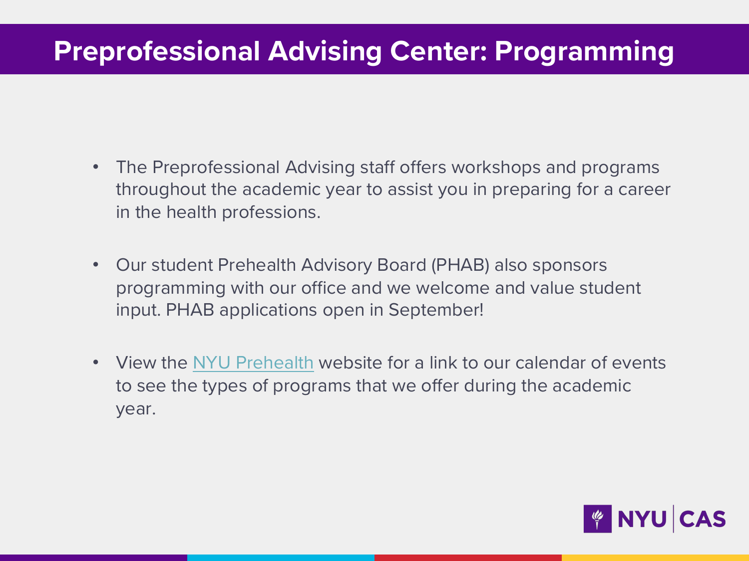# Preprofessional Advising Center: Programming

- The Preprofessional Advising staff offers workshops and programs throughout the academic year to assist you in preparing for a career in the health professions.
- Our student Prehealth Advisory Board (PHAB) also sponsors programming with our office and we welcome and value student input. PHAB applications open in September!
- View the NYU Prehealth website for a link to our calendar of events to see the types of programs that we offer during the academic year.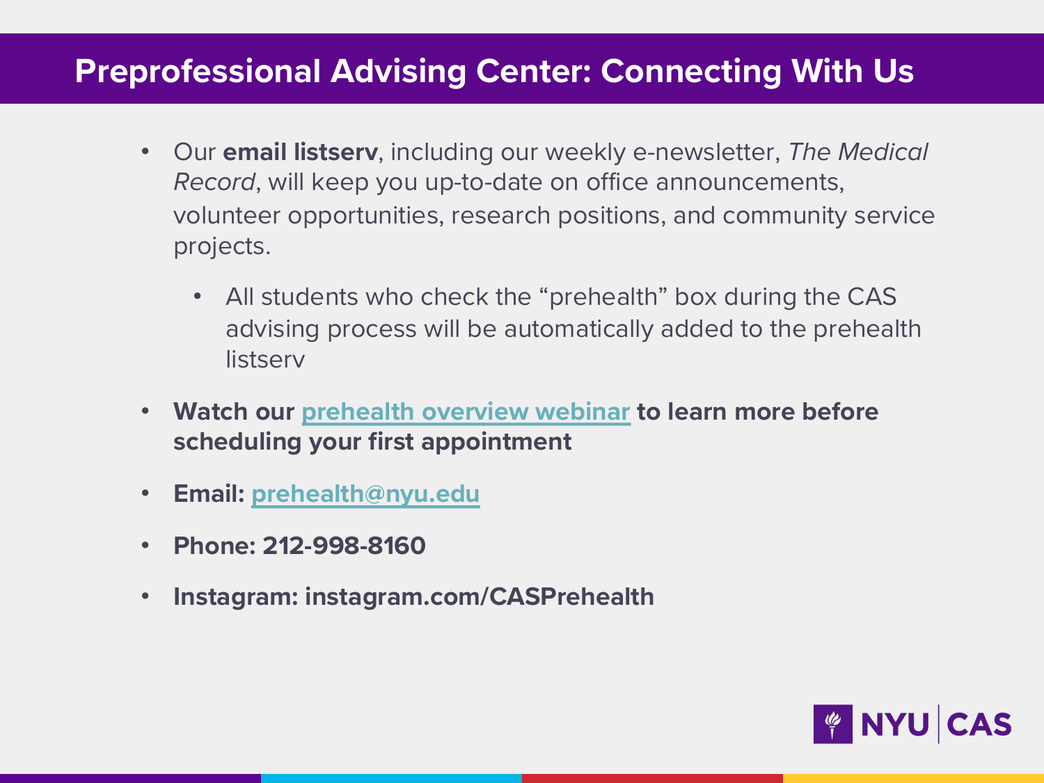# Preprofessional Advising Center: Connecting With Us

- Our **email listserv**, including our weekly e-newsletter, *The Medical Record*, will keep you up-to-date on office announcements, volunteer opportunities, research positions, and community service projects.
  - All students who check the "prehealth" box during the CAS advising process will be automatically added to the prehealth listserv
- **Watch our prehealth overview webinar to learn more before scheduling your first appointment**
- **Email: prehealth@nyu.edu**
- **Phone: 212-998-8160**
- **Instagram: instagram.com/CASPrehealth**

NYU | CAS